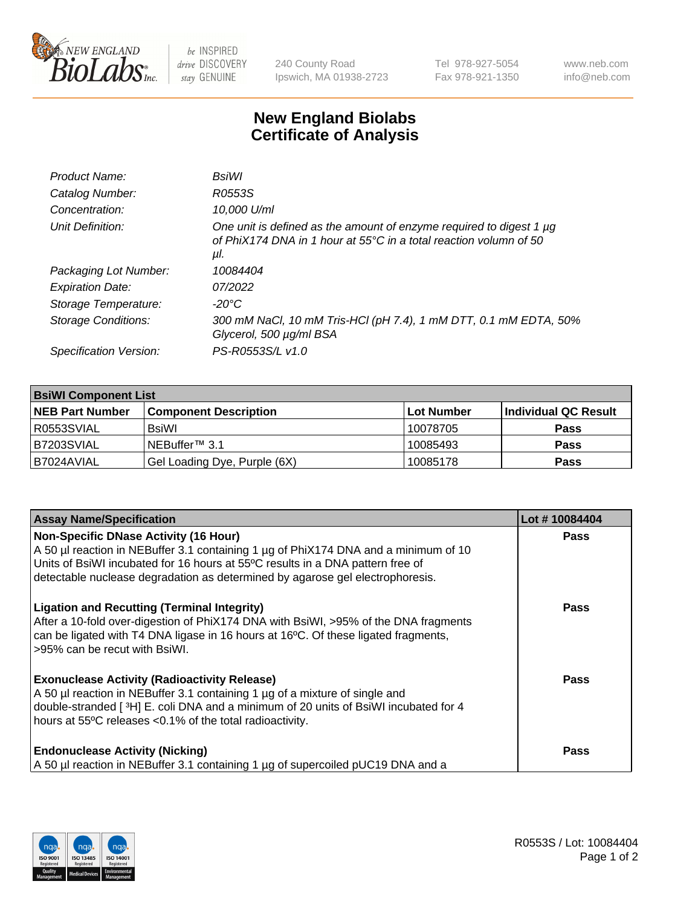# New England Biolabs
# Certificate of Analysis

| | |
|---|---|
| *Product Name:* | *BsiWI* |
| *Catalog Number:* | *R0553S* |
| *Concentration:* | *10,000 U/ml* |
| *Unit Definition:* | *One unit is defined as the amount of enzyme required to digest 1 µg of PhiX174 DNA in 1 hour at 55°C in a total reaction volumn of 50 µl.* |
| *Packaging Lot Number:* | *10084404* |
| *Expiration Date:* | *07/2022* |
| *Storage Temperature:* | *-20°C* |
| *Storage Conditions:* | *300 mM NaCl, 10 mM Tris-HCl (pH 7.4), 1 mM DTT, 0.1 mM EDTA, 50% Glycerol, 500 µg/ml BSA* |
| *Specification Version:* | *PS-R0553S/L v1.0* |

| **BsiWI Component List** | | | |
|---|---|---|---|
| **NEB Part Number** | **Component Description** | **Lot Number** | **Individual QC Result** |
| R0553SVIAL | BsiWI | 10078705 | **Pass** |
| B7203SVIAL | NEBuffer™ 3.1 | 10085493 | **Pass** |
| B7024AVIAL | Gel Loading Dye, Purple (6X) | 10085178 | **Pass** |

| **Assay Name/Specification** | **Lot # 10084404** |
|---|---|
| **Non-Specific DNase Activity (16 Hour)**<br>A 50 µl reaction in NEBuffer 3.1 containing 1 µg of PhiX174 DNA and a minimum of 10 Units of BsiWI incubated for 16 hours at 55ºC results in a DNA pattern free of detectable nuclease degradation as determined by agarose gel electrophoresis. | **Pass** |
| **Ligation and Recutting (Terminal Integrity)**<br>After a 10-fold over-digestion of PhiX174 DNA with BsiWI, >95% of the DNA fragments can be ligated with T4 DNA ligase in 16 hours at 16ºC. Of these ligated fragments, >95% can be recut with BsiWI. | **Pass** |
| **Exonuclease Activity (Radioactivity Release)**<br>A 50 µl reaction in NEBuffer 3.1 containing 1 µg of a mixture of single and double-stranded [ $^{3}$H] E. coli DNA and a minimum of 20 units of BsiWI incubated for 4 hours at 55ºC releases <0.1% of the total radioactivity. | **Pass** |
| **Endonuclease Activity (Nicking)**<br>A 50 µl reaction in NEBuffer 3.1 containing 1 µg of supercoiled pUC19 DNA and a | **Pass** |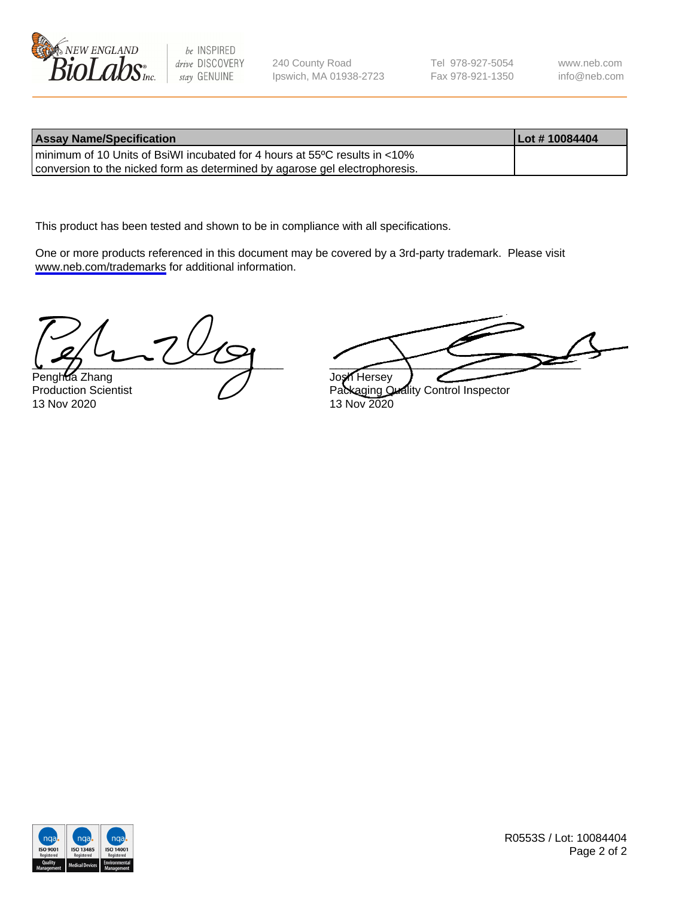| Assay Name/Specification | Lot # 10084404 |
| --- | --- |
| minimum of 10 Units of BsiWI incubated for 4 hours at 55ºC results in <10% conversion to the nicked form as determined by agarose gel electrophoresis. | |

This product has been tested and shown to be in compliance with all specifications.

One or more products referenced in this document may be covered by a 3rd-party trademark. Please visit www.neb.com/trademarks for additional information.

Penghua Zhang
Production Scientist
13 Nov 2020

Josh Hersey
Packaging Quality Control Inspector
13 Nov 2020

R0553S / Lot: 10084404